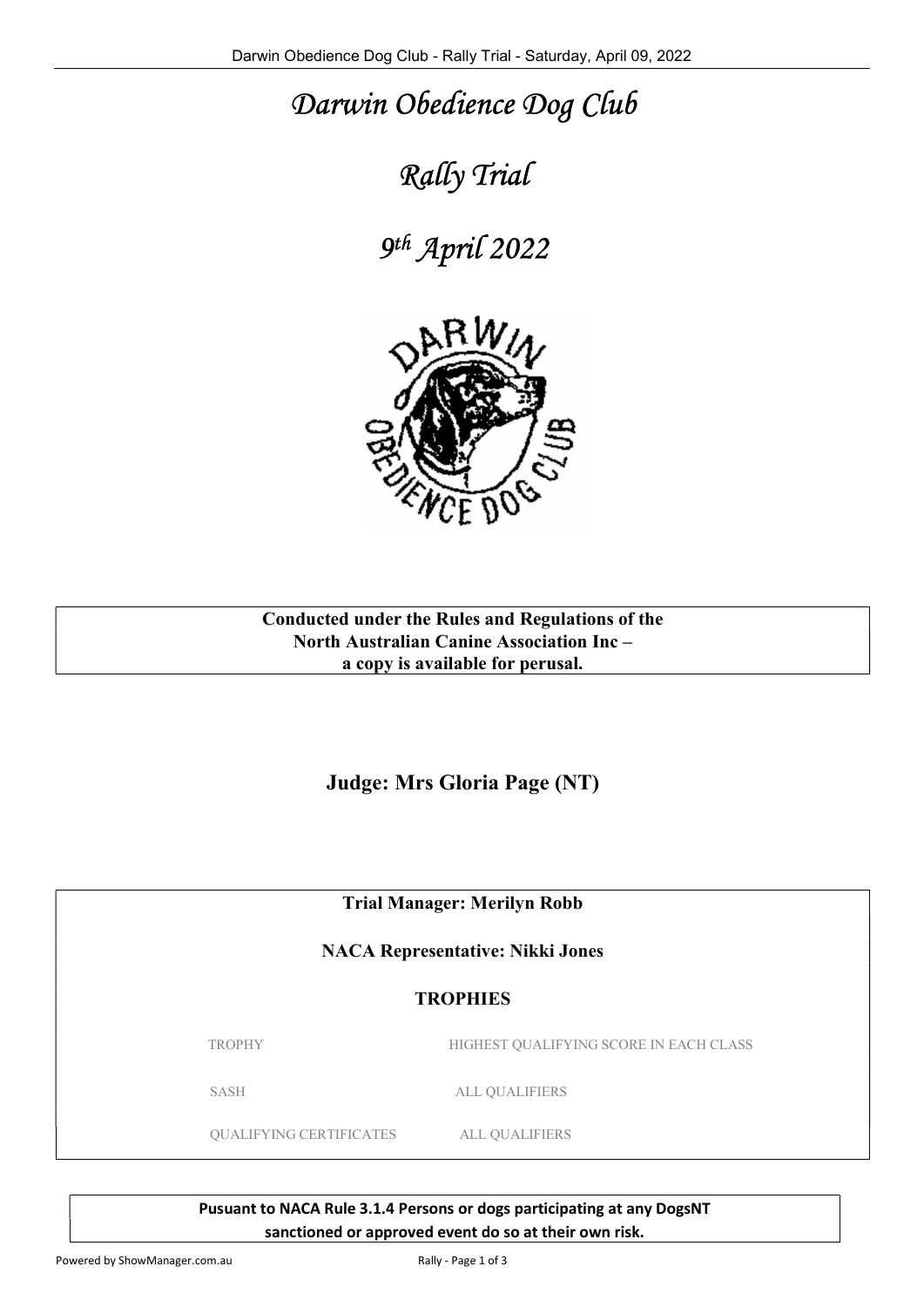# *Darwin Obedience Dog Club*

# *Rally Trial*

# *9th April 2022*

**Conducted under the Rules and Regulations of the North Australian Canine Association Inc – a copy is available for perusal.**

## Judge: Mrs Gloria Page (NT)

**Trial Manager: Merilyn Robb**

**NACA Representative: Nikki Jones**

**TROPHIES**

| | |
|---|---|
| TROPHY | HIGHEST QUALIFYING SCORE IN EACH CLASS |
| SASH | ALL QUALIFIERS |
| QUALIFYING CERTIFICATES | ALL QUALIFIERS |

**Pusuant to NACA Rule 3.1.4 Persons or dogs participating at any DogsNT sanctioned or approved event do so at their own risk.**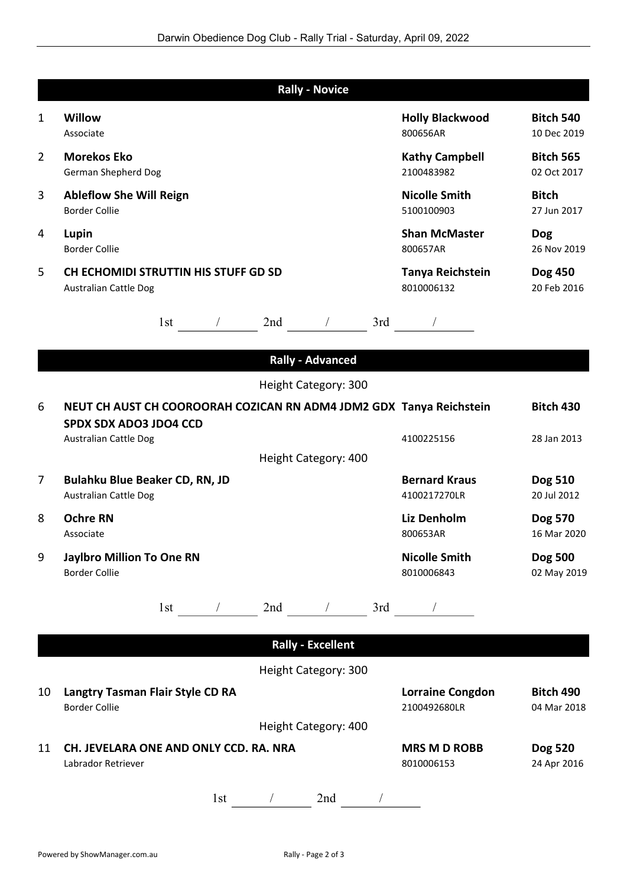## Rally - Novice

| # | Name | Handler | Sex | 
|---|---|---|---|
| 1 | **Willow**<br>Associate | **Holly Blackwood**<br>800656AR | **Bitch 540**<br>10 Dec 2019 |
| 2 | **Morekos Eko**<br>German Shepherd Dog | **Kathy Campbell**<br>2100483982 | **Bitch 565**<br>02 Oct 2017 |
| 3 | **Ableflow She Will Reign**<br>Border Collie | **Nicolle Smith**<br>5100100903 | **Bitch**<br>27 Jun 2017 |
| 4 | **Lupin**<br>Border Collie | **Shan McMaster**<br>800657AR | **Dog**<br>26 Nov 2019 |
| 5 | **CH ECHOMIDI STRUTTIN HIS STUFF GD SD**<br>Australian Cattle Dog | **Tanya Reichstein**<br>8010006132 | **Dog 450**<br>20 Feb 2016 |

1st ______ / ______ 2nd ______ / ______ 3rd ______ / ______

## Rally - Advanced

Height Category: 300

| # | Name | Handler | Sex |
|---|---|---|---|
| 6 | **NEUT CH AUST CH COOROORAH COZICAN RN ADM4 JDM2 GDX SPDX SDX ADO3 JDO4 CCD**<br>Australian Cattle Dog | **Tanya Reichstein**<br>4100225156 | **Bitch 430**<br>28 Jan 2013 |

Height Category: 400

| # | Name | Handler | Sex |
|---|---|---|---|
| 7 | **Bulahku Blue Beaker CD, RN, JD**<br>Australian Cattle Dog | **Bernard Kraus**<br>4100217270LR | **Dog 510**<br>20 Jul 2012 |
| 8 | **Ochre RN**<br>Associate | **Liz Denholm**<br>800653AR | **Dog 570**<br>16 Mar 2020 |
| 9 | **Jaylbro Million To One RN**<br>Border Collie | **Nicolle Smith**<br>8010006843 | **Dog 500**<br>02 May 2019 |

1st ______ / ______ 2nd ______ / ______ 3rd ______ / ______

## Rally - Excellent

Height Category: 300

| # | Name | Handler | Sex |
|---|---|---|---|
| 10 | **Langtry Tasman Flair Style CD RA**<br>Border Collie | **Lorraine Congdon**<br>2100492680LR | **Bitch 490**<br>04 Mar 2018 |

Height Category: 400

| # | Name | Handler | Sex |
|---|---|---|---|
| 11 | **CH. JEVELARA ONE AND ONLY CCD. RA. NRA**<br>Labrador Retriever | **MRS M D ROBB**<br>8010006153 | **Dog 520**<br>24 Apr 2016 |

1st ______ / ______ 2nd ______ / ______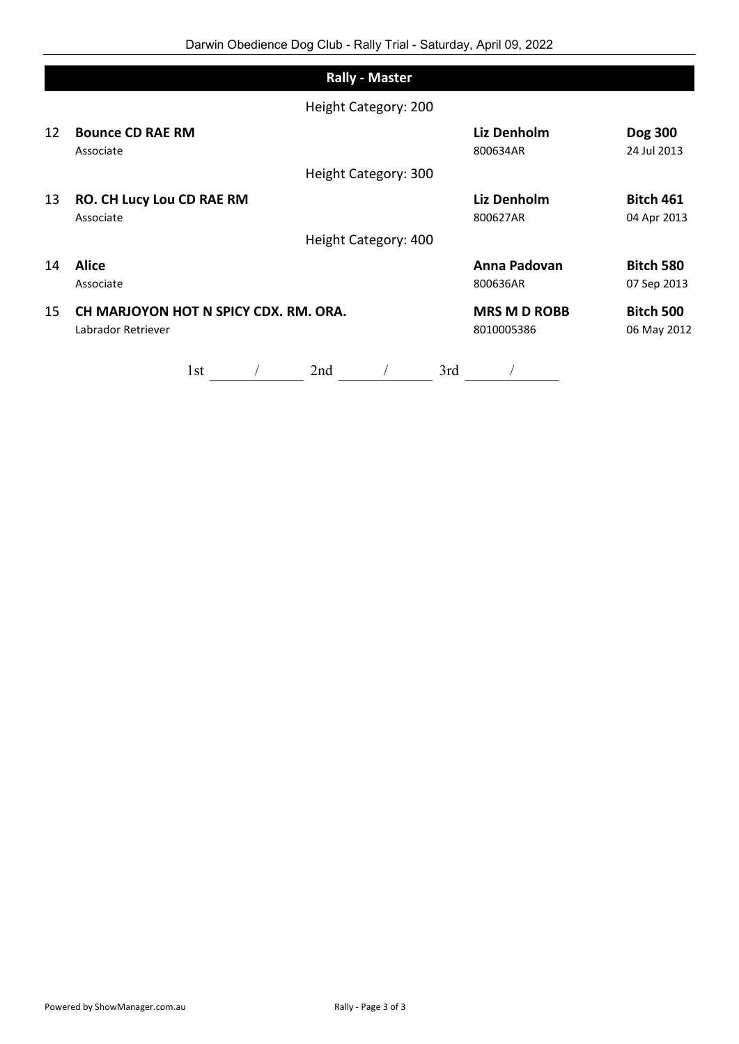## Rally - Master

Height Category: 200

12 **Bounce CD RAE RM** — **Liz Denholm** — **Dog 300**
Associate — 800634AR — 24 Jul 2013

Height Category: 300

13 **RO. CH Lucy Lou CD RAE RM** — **Liz Denholm** — **Bitch 461**
Associate — 800627AR — 04 Apr 2013

Height Category: 400

14 **Alice** — **Anna Padovan** — **Bitch 580**
Associate — 800636AR — 07 Sep 2013

15 **CH MARJOYON HOT N SPICY CDX. RM. ORA.** — **MRS M D ROBB** — **Bitch 500**
Labrador Retriever — 8010005386 — 06 May 2012

1st ______ / ______ 2nd ______ / ______ 3rd ______ / ______